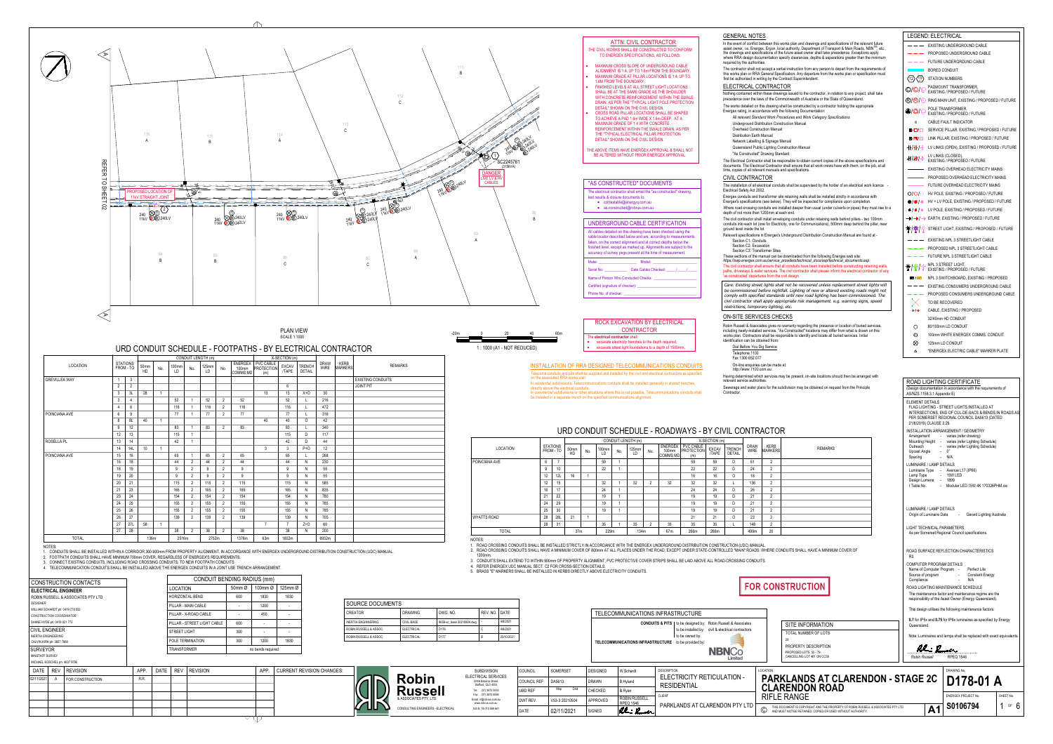## ATTN: CIVIL CONTRACTOR

THE CIVIL WORKS SHALL BE CONSTRUCTED TO CONFORM TO ENERGEX SPECIFICATIONS, AS FOLLOWS:

- MAXIMUM CROSS SLOPE OF UNDERGROUND CABLE ALIGNMENT IS 1:4, UP TO 1.6m FROM THE BOUNDARY.
- MAXIMUM GRADE AT PILLAR LOCATIONS IS 1:4, UP TO 1.6m FROM THE BOUNDARY
- FINISHED LEVELS AT ALL STREET LIGHT LOCATIONS SHALL BE AT THE SAME GRADE AS THE SHOULDER WITH CONCRETE REINFORCEMENT WITHIN THE SWALE DRAIN, AS PER THE "TYPICAL LIGHT POLE PROTECTION DETAIL" SHOWN ON THE CIVIL DESIGN.
- CROSS ROAD PILLAR LOCATIONS SHALL BE SHAPED TO ACHIEVE A PAD 1.6m WIDE X 1.6m DEEP, AT A MAXIMUM GRADE OF 1:4 WITH CONCRETE REINFORCEMENT WITHIN THE SWALE DRAIN, AS PER THE "TYPICAL ELECTRICAL PILLAR PROTECTION DETAIL" SHOWN ON THE CIVIL DESIGN.

THE ABOVE ITEMS HAVE ENERGEX APPROVAL & SHALL NOT BE ALTERED WITHOUT PRIOR ENERGEX APPROVAL.

## "AS CONSTRUCTED" DOCUMENTS

The electrical contractor shall email the "as constructed" drawing, test results & closure documents to:

- contestable@energyq.com.au
- as.constructed@rrbus.com.au

## UNDERGROUND CABLE CERTIFICATION

All cables detailed on this drawing have been checked using the cable locator described below and are, according to measurements taken, on the correct alignment and at correct depths below the finished level, except as marked up. Alignments are subject to the accuracy of survey pegs present at the time of measurement.

Make: ______________ Model: ______________

Serial No: ______________ Date Cables Checked: ____/____/____

Name of Person Who Conducted Checks: ______________

Certified (signature of checker): ______________

Phone No. of checker: ______________

## ROCK EXCAVATION BY ELECTRICAL CONTRACTOR

The **electrical contractor** shall:

- excavate electricity trenches to the depth required.
- excavate street light foundations to a depth of 1500mm.

## INSTALLATION OF RRA DESIGNED TELECOMMUNICATIONS CONDUITS

Telecoms conduits and pits shall be supplied and installed by the civil and electrical contractors as specified on the associated RRA works plan.

In residential subdivisions, Telecommunications conduits shall be installed generally in shared trenches, directly above the electrical conduits.

In commercial subdivisions or other situations where this is not possible, Telecommunications conduits shall be installed in a separate trench on the specified communications alignment.

## GENERAL NOTES

In the event of conflict between this works plan and drawings and specifications of the relevant future asset owner; i.e. Energex, Ergon, local authority, Department of Transport & Main Roads, NBN™ etc., the drawings and specifications of the future asset owner shall take precedence. Exceptions apply where RRA design documentation specify clearances, depths & separations greater than the minimum required by the authorities.

The contractor shall not accept a verbal instruction from any person to depart from the requirements of this works plan or RRA General Specification. Any departure from the works plan or specification must first be authorised in writing by the Contract Superintendent.

## ELECTRICAL CONTRACTOR

Nothing contained within these drawings issued to the contractor, in relation to any project, shall take precedence over the laws of the Commonwealth of Australia or the State of Queensland.

The works detailed on this drawing shall be constructed by a contractor holding the appropriate Energex rating, in accordance with the following Documentation:

*All relevant Standard Work Procedures and Work Category Specifications*
*Underground Distribution Construction Manual*
*Overhead Construction Manual*
*Distribution Earth Manual*
*Network Labelling & Signage Manual*
*Queensland Public Lighting Construction Manual*
*"As Constructed" Drawing Standard*

The Electrical Contractor shall be responsible to obtain current copies of the above specifications and documents. The Electrical Contractor shall ensure that all work crews have with them, on the job, at all times, copies of all relevant manuals and specifications.

## CIVIL CONTRACTOR

The installation of all electrical conduits shall be supervised by the holder of an electrical work licence - Electrical Safety Act 2002.

Energex conduits and transformer site retaining walls shall be installed strictly in accordance with Energex's specifications (see below). They will be inspected for compliance upon completion.

Where road-crossing conduits are installed deeper than usual (under culverts or pipes) they must rise to a depth of not more than 1200mm at each end.

The civil contractor shall install enveloping conduits under retaining walls behind pillars - two 100mm conduits into each lot (one for Electricity, one for Communications), 500mm deep behind the pillar, near ground level inside the lot.

Relevant specifications in Energex's Underground Distribution Construction Manual are found at -

Section C1: Conduits
Section C2: Excavation
Section C3: Transformer Sites

These sections of the manual can be downloaded from the following Energex web site:
https://www.energex.com.au/service_providers/technical_docs/waf/technical_documents.asp

The civil contractor shall ensure that all conduits have been installed before constructing retaining walls, paths, driveways & water services. The civil contractor shall please inform the electrical contractor of any "as constructed" departures from the civil design.

*Care: Existing street lights shall not be recovered unless replacement street lights will be commissioned before nightfall. Lighting of new or altered existing roads might not comply with specified standards until new road lighting has been commissioned. The civil contractor shall apply appropriate risk management. e.g. warning signs, speed restrictions, temporary lighting, etc.*

## ON-SITE SERVICES CHECKS

Robin Russell & Associates gives no warranty regarding the presence or location of buried services, including newly-installed services. "As Constructed" locations may differ from what is drawn on this works plan. Contractors shall be responsible to identify and locate all buried services. Initial identification can be obtained from:

Dial Before You Dig Service
Telephone 1100
Fax 1300 652 077

On-line enquiries can be made at:
http://www.1100.com.au.

Having determined which services may be present, on-site locations should then be arranged with relevant service authorities.

Sewerage and water plans for the subdivision may be obtained on request from the Principle Contractor.

## LEGEND: ELECTRICAL

- EXISTING UNDERGROUND CABLE
- PROPOSED UNDERGROUND CABLE
- FUTURE UNDERGROUND CABLE
- BORED CONDUIT
- STATION NUMBERS
- PADMOUNT TRANSFORMER, EXISTING / PROPOSED / FUTURE
- RING MAIN UNIT, EXISTING / PROPOSED / FUTURE
- POLE TRANSFORMER, EXISTING / PROPOSED / FUTURE
- CABLE FAULT INDICATOR
- SERVICE PILLAR, EXISTING / PROPOSED / FUTURE
- LINK PILLAR, EXISTING / PROPOSED / FUTURE
- LV LINKS (OPEN), EXISTING / PROPOSED / FUTURE
- LV LINKS (CLOSED), EXISTING / PROPOSED / FUTURE
- EXISTING OVERHEAD ELECTRICITY MAINS
- PROPOSED OVERHEAD ELECTRICITY MAINS
- FUTURE OVERHEAD ELECTRICITY MAINS
- HV POLE, EXISTING / PROPOSED / FUTURE
- HV + LV POLE, EXISTING / PROPOSED / FUTURE
- LV POLE, EXISTING / PROPOSED / FUTURE
- EARTH, EXISTING / PROPOSED / FUTURE
- STREET LIGHT, EXISTING / PROPOSED / FUTURE
- EXISTING NPL 3 STREETLIGHT CABLE
- PROPOSED NPL 3 STREETLIGHT CABLE
- FUTURE NPL 3 STREETLIGHT CABLE
- NPL 3 STREET LIGHT, EXISTING / PROPOSED / FUTURE
- NPL 3 SWITCHBOARD, EXISTING / PROPOSED
- EXISTING CONSUMERS UNDERGROUND CABLE
- PROPOSED CONSUMERS UNDERGROUND CABLE
- TO BE RECOVERED
- CABLE, EXISTING / PROPOSED
- 32/40mm HD CONDUIT
- 80/100mm LD CONDUIT
- 100mm WHITE ENERGEX COMMS. CONDUIT
- 125mm LD CONDUIT
- "ENERGEX ELECTRIC CABLE" MARKER PLATE

## PLAN VIEW
SCALE 1:1000

1 : 1000 (A1 - NOT REDUCED)

PROPOSED LOCATION OF 11kV STRAIGHT JOINT

SC2245761 (315kVA)

DANGER LIVE LV & HV CABLES

REFER TO SHEET 02

## URD CONDUIT SCHEDULE - FOOTPATHS - BY ELECTRICAL CONTRACTOR

| LOCATION | STATIONS FROM - TO | | 50mm HD | No. | 100mm LD | No. | 125mm LD | No. | ENERGEX 100mm COMMS MD | PVC CABLE PROTECTION (m) | EXCAV /TAPE | TRENCH DETAIL | DRAW WIRE | KERB MARKERS | REMARKS |
|---|---|---|---|---|---|---|---|---|---|---|---|---|---|---|---|
| GREVILLEA WAY | 1 | 3 | | | | | | | | | | | | | EXISTING CONDUITS |
| | 2 | 2 | | | | | | | | | 6 | | | | JOINT PIT |
| | 3 | 3L | 28 | 1 | | | | | | 13 | 13 | X+O | 30 | | |
| | 3 | 4 | | | 52 | 1 | 52 | 2 | 52 | | 52 | L | 216 | | |
| | 4 | 6 | | | 116 | 1 | 116 | 2 | 116 | | 116 | L | 472 | | |
| POINCIANA AVE | 6 | 9 | | | 77 | 1 | 77 | 2 | 77 | | 77 | L | 316 | | |
| | 8 | 8L | 40 | 1 | | | | | | 40 | 40 | O | 42 | | |
| | 9 | 12 | | | 83 | 1 | 83 | 2 | 83 | | 83 | L | 340 | | |
| | 12 | 13 | | | 115 | 1 | | | | | 115 | D | 117 | | |
| ROSELLA PL | 13 | 14 | | | 42 | 1 | | | | | 42 | D | 44 | | |
| | 14 | 14L | 10 | 1 | | | | | | 3 | 3 | P+O | 12 | | |
| POINCIANA AVE | 15 | 16 | | | 65 | 1 | 65 | 2 | 65 | | 65 | L | 268 | | |
| | 16 | 18 | | | 44 | 2 | 44 | 2 | 44 | | 44 | N | 230 | | |
| | 18 | 19 | | | 9 | 2 | 9 | 2 | 9 | | 9 | N | 55 | | |
| | 19 | 20 | | | 9 | 2 | 9 | 2 | 9 | | 9 | N | 55 | | |
| | 20 | 21 | | | 115 | 2 | 115 | 2 | 115 | | 115 | N | 585 | | |
| | 21 | 23 | | | 165 | 2 | 165 | 2 | 165 | | 165 | N | 835 | | |
| | 23 | 24 | | | 154 | 2 | 154 | 2 | 154 | | 154 | N | 780 | | |
| | 24 | 25 | | | 155 | 2 | 155 | 2 | 155 | | 155 | N | 785 | | |
| | 25 | 26 | | | 155 | 2 | 155 | 2 | 155 | | 155 | N | 785 | | |
| | 26 | 27 | | | 139 | 2 | 139 | 2 | 139 | | 139 | N | 705 | | |
| | 27 | 27L | 58 | 1 | | | | | | 7 | 7 | Z+O | 60 | | |
| | 27 | 28 | | | 38 | 2 | 38 | 2 | 38 | | 38 | N | 200 | | |
| TOTAL | | | 136m | | 2516m | | 2752m | | 1376m | 63m | 1602m | | 6932m | | |

NOTES:
1. CONDUITS SHALL BE INSTALLED WITHIN A CORRIDOR 300-900mm FROM PROPERTY ALIGNMENT, IN ACCORDANCE WITH ENERGEX UNDERGROUND DISTRIBUTION CONSTRUCTION (UDC) MANUAL.
2. FOOTPATH CONDUITS SHALL HAVE MINIMUM 700mm COVER, REGARDLESS OF ENERGEX'S REQUIREMENTS.
3. CONNECT EXISTING CONDUITS, INCLUDING ROAD CROSSING CONDUITS, TO NEW FOOTPATH CONDUITS.
4. TELECOMMUNICATION CONDUITS SHALL BE INSTALLED ABOVE THE ENERGEX CONDUITS IN A JOINT USE TRENCH ARRANGEMENT.

## URD CONDUIT SCHEDULE - ROADWAYS - BY CIVIL CONTRACTOR

| LOCATION | STATIONS FROM - TO | | 50mm HD | No. | 100mm LD | No. | 125mm LD | No. | ENERGEX 100mm COMMS MD | PVC CABLE PROTECTION (m) | EXCAV /TAPE | TRENCH DETAIL | DRAW WIRE | KERB MARKERS | REMARKS |
|---|---|---|---|---|---|---|---|---|---|---|---|---|---|---|---|
| POINCIANA AVE | 6 | 7 | | | 59 | 1 | | | | 59 | 59 | O | 61 | 2 | |
| | 9 | 10 | | | 22 | 1 | | | | 22 | 22 | O | 24 | 2 | |
| | 12 | 12L | 16 | 1 | | | | | | 16 | 16 | O | 18 | 2 | |
| | 12 | 15 | | | 32 | 1 | 32 | 2 | 32 | 32 | 32 | L | 136 | 2 | |
| | 16 | 17 | | | 24 | 1 | | | | 24 | 24 | O | 26 | 2 | |
| | 21 | 22 | | | 19 | 1 | | | | 19 | 19 | O | 21 | 2 | |
| | 24 | 29 | | | 19 | 1 | | | | 19 | 19 | O | 21 | 2 | |
| | 25 | 30 | | | 19 | 1 | | | | 19 | 19 | O | 21 | 2 | |
| WYATTS ROAD | 28 | 28L | 21 | 1 | | | | | | 21 | 21 | O | 23 | 2 | |
| | 28 | 31 | | | 35 | 1 | 35 | 2 | 35 | 35 | 35 | L | 148 | 2 | |
| TOTAL | | | 37m | | 229m | | 134m | | 67m | 266m | 266m | | 499m | 20 | |

NOTES:
1. ROAD CROSSING CONDUITS SHALL BE INSTALLED STRICTLY IN ACCORDANCE WITH THE ENERGEX UNDERGROUND DISTRIBUTION CONSTRUCTION (UDC) MANUAL.
2. ROAD CROSSING CONDUITS SHALL HAVE A MINIMUM COVER OF 800mm AT ALL PLACES UNDER THE ROAD, EXCEPT UNDER STATE-CONTROLLED "MAIN" ROADS, WHERE CONDUITS SHALL HAVE A MINIMUM COVER OF 1200mm.
3. CONDUITS SHALL EXTEND TO WITHIN 900mm OF PROPERTY ALIGNMENT, PVC PROTECTIVE COVER STRIPS SHALL BE LAID ABOVE ALL ROAD-CROSSING CONDUITS.
4. REFER ENERGEX UDC MANUAL SECT. C2 FOR CROSS-SECTION DETAILS.
5. BRASS "E" MARKERS SHALL BE INSTALLED IN KERBS DIRECTLY ABOVE ELECTRICITY CONDUITS.

## ROAD LIGHTING CERTIFICATE

(Design documentation in accordance with the requirements of AS/NZS 1158.3.1 Appendix E)

ELEMENT DETAILS
FLAG LIGHTING - STREET LIGHTS INSTALLED AT INTERSECTIONS, END OF CUL-DE-SACS & BENDS IN ROADS AS PER SOMERSET REGIONAL COUNCIL DA5613 (DATED 21/8/2019) CLAUSE 2.29.

INSTALLATION ARRANGEMENT / GEOMETRY
Arrangement - varies (refer drawing)
Mounting Height - varies (refer Lighting Schedule)
Outreach - varies (refer Lighting Schedule)
Upcast Angle - 0°
Spacing - N/A

LUMINAIRE / LAMP DETAILS
Luminaire Type - Avenue L17 (IP66)
Lamp Type - 15W LED
Design Lumens - 1899
I Table No. - Moduler LED 15W 4K 170326PHM.ola

LUMINAIRE / LAMP DETAILS
Origin of Luminaire Data - Gerard Lighting Australia

LIGHT TECHNICAL PARAMETERS
As per Somerset Regional Council specifications.

ROAD SURFACE REFLECTION CHARACTERISTICS
R3

COMPUTER PROGRAM DETAILS
Name of Computer Program - Perfect Lite
Source of program - Constant Energy
Compliance - N/A

ROAD LIGHTING MAINTENANCE SCHEDULE
The maintenance factor and maintenance regimes are the responsibility of the Asset Owner (Energy Queensland).

This design utilises the following maintenance factors:

0.7 for P5x and 0.75 for P/Px luminaires as specified by Energy Queensland.

Note: Luminaires and lamps shall be replaced with exact equivalents.

Robin Russell RPEQ 1546

## CONSTRUCTION CONTACTS

**ELECTRICAL ENGINEER**
ROBIN RUSSELL & ASSOCIATES PTY LTD
DESIGNER
WILLIAM SCHARDT ph: 0419 778 502
CONSTRUCTION COORDINATOR
SHANE HYDE ph: 0419 631 772

**CIVIL ENGINEER**
INERTIA ENGINEERING
CALVIN KIRK ph: 3807 7868

**SURVEYOR**
MINSTAFF SURVEY
MICHAEL KOSCHEL ph: 4637 9786

| CONDUIT BENDING RADIUS (mm) | | | |
|---|---|---|---|
| LOCATION | 50mm Ø | 100mm Ø | 125mm Ø |
| HORIZONTAL BEND | 600 | 1830 | 1830 |
| PILLAR - MAIN CABLE | - | 1200 | - |
| PILLAR - X-ROAD CABLE | - | 450 | - |
| PILLAR - STREET LIGHT CABLE | 600 | - | - |
| STREET LIGHT | 300 | - | - |
| POLE TERMINATION | 300 | 1200 | 1830 |
| TRANSFORMER | no bends required | | |

| SOURCE DOCUMENTS | | | | |
|---|---|---|---|---|
| CREATOR | DRAWING | DWG. NO. | REV. NO. | DATE |
| INERTIA ENGINEERING | CIVIL BASE | 16/06-rc_base 20210804.dwg | - | 4/8/2021 |
| ROBIN RUSSELL & ASSOC. | ELECTRICAL | D176 | C | 4/8/2021 |
| ROBIN RUSSELL & ASSOC. | ELECTRICAL | D177 | B | 20/1/2021 |

## TELECOMMUNICATIONS INFRASTRUCTURE

CONDUITS & PITS to be designed by: Robin Russell & Associates
to be installed by: civil & electrical contractors
to be owned by:
TELECOMMUNICATIONS INFRASTRUCTURE to be provided by:

**FOR CONSTRUCTION**

## SITE INFORMATION

TOTAL NUMBER OF LOTS
28

PROPERTY DESCRIPTION
PROPOSED LOTS 52 - 79
CANCELLING LOT 401 ON CC58

| DATE | REV | REVISION | APP. | DATE | REV | REVISION | APP. | CURRENT REVISION CHANGES: |
|---|---|---|---|---|---|---|---|---|
| 02/11/2021 | A | FOR CONSTRUCTION | R.R. | | | | | |

SUBDIVISION ELECTRICAL SERVICES
**Robin Russell** & ASSOCIATES PTY. LTD.
CONSULTING ENGINEERS - ELECTRICAL

| COUNCIL | SOMERSET | DESIGNED | W.Schardt |
|---|---|---|---|
| COUNCIL REF | DA5613 | DRAWN | B.Hyland |
| UBD REF | Map Grid | CHECKED | B.Ryan |
| DWT REV. | V53-3 20210504 | APPROVED | ROBIN RUSSELL RPEQ 1546 |
| DATE | 02/11/2021 | SIGNED | |

DESCRIPTION
ELECTRICITY RETICULATION - RESIDENTIAL

CLIENT
PARKLANDS AT CLARENDON PTY LTD

LOCATION
**PARKLANDS AT CLARENDON - STAGE 2C**
**CLARENDON ROAD**
**RIFLE RANGE**

THIS DOCUMENT IS COPYRIGHT AND THE PROPERTY OF ROBIN RUSSELL & ASSOCIATES PTY LTD AND MUST NOT BE RETAINED, COPIED OR USED WITHOUT AUTHORITY.

DRAWING No.
**D178-01 A**

ENERGEX PROJECT No.
**S0106794**

A1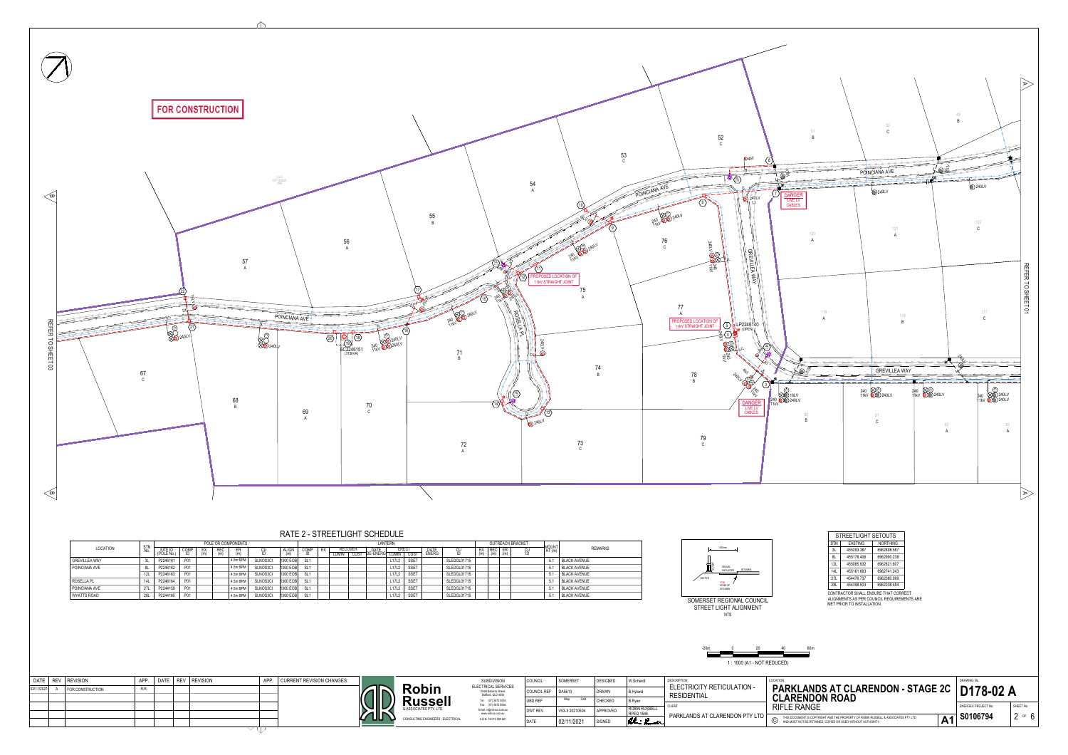**FOR CONSTRUCTION**

REFER TO SHEET 03

REFER TO SHEET 01

POINCIANA AVE

GREVILLEA WAY

ROSELLA PL

PROPOSED LOCATION OF 11kV STRAIGHT JOINT

PROPOSED LOCATION OF 11kV STRAIGHT JOINT

DANGER LIVE LV CABLES

DANGER LIVE LV CABLES

LP2246140 (OPEN)

SC2246151 (315kVA)

## RATE 2 - STREETLIGHT SCHEDULE

| LOCATION | STN No. | POLE OR COMPONENTS | | | | | | | | LANTERN | | | | | | | | | OUTREACH BRACKET | | | | MOUNT HT (m) | REMARKS |
|---|---|---|---|---|---|---|---|---|---|---|---|---|---|---|---|---|---|---|---|---|---|---|---|---|
| | | SITE ID (POLE No.) | COMP ID | EX (m) | REC (m) | ER (m) | CU ID | ALIGN (m) | COMP ID | EX | RECOVER LUMIN | RECOVER CUST | DATE DE-ENERG | ERECT LUMIN | ERECT CUST | DATE ENERG | CU ID | | EX (m) | REC (m) | ER (m) | CU ID | | |
| GREVILLEA WAY | 3L | P2246161 | P01 | | | 4.5m BPM | SLNOB3CI | 1300 EOB | SL1 | | | | | L17L2 | SSET | | SLEDGL01715 | | | | | | 5.1 | BLACK AVENUE |
| POINCIANA AVE | 8L | P2246162 | P01 | | | 4.5m BPM | SLNOB3CI | 1300 EOB | SL1 | | | | | L17L2 | SSET | | SLEDGL01715 | | | | | | 5.1 | BLACK AVENUE |
| | 12L | P2246163 | P01 | | | 4.5m BPM | SLNOB3CI | 1300 EOB | SL1 | | | | | L17L2 | SSET | | SLEDGL01715 | | | | | | 5.1 | BLACK AVENUE |
| ROSELLA PL | 14L | P2246164 | P01 | | | 4.5m BPM | SLNOB3CI | 1300 EOB | SL1 | | | | | L17L2 | SSET | | SLEDGL01715 | | | | | | 5.1 | BLACK AVENUE |
| POINCIANA AVE | 27L | P2244159 | P01 | | | 4.5m BPM | SLNOB3CI | 1300 EOB | SL1 | | | | | L17L2 | SSET | | SLEDGL01715 | | | | | | 5.1 | BLACK AVENUE |
| WYATTS ROAD | 28L | P2244160 | P01 | | | 4.5m BPM | SLNOB3CI | 1300 EOB | SL1 | | | | | L17L2 | SSET | | SLEDGL01715 | | | | | | 5.1 | BLACK AVENUE |

SOMERSET REGIONAL COUNCIL STREET LIGHT ALIGNMENT
NTS

### STREETLIGHT SETOUTS

| STN | EASTING | NORTHING |
|---|---|---|
| 3L | 455293.387 | 6962898.587 |
| 8L | 455178.406 | 6962860.258 |
| 12L | 455085.932 | 6962821.607 |
| 14L | 455161.693 | 6962741.243 |
| 27L | 454479.737 | 6962085.099 |
| 28L | 454398.503 | 6962038.484 |

CONTRACTOR SHALL ENSURE THAT CORRECT ALIGNMENTS AS PER COUNCIL REQUIREMENTS ARE MET PRIOR TO INSTALLATION.

1 : 1000 (A1 - NOT REDUCED)

| DATE | REV | REVISION | APP. | DATE | REV | REVISION | APP. |
|---|---|---|---|---|---|---|---|
| 02/11/2021 | A | FOR CONSTRUCTION | R.R. | | | | |

CURRENT REVISION CHANGES:

**Robin Russell** & ASSOCIATES PTY. LTD.
CONSULTING ENGINEERS - ELECTRICAL

SUBDIVISION ELECTRICAL SERVICES
20/49 Hoberts Street, Stafford QLD 4053
Tel: (07) 3872 5555
Fax: (07) 3872 5566
Email: rr@rrrbsa.com.au
www.rrbsa.com.au
A.B.N. 78 010 589 941

| | | | |
|---|---|---|---|
| COUNCIL | SOMERSET | DESIGNED | W.Schardt |
| COUNCIL REF | DA5613 | DRAWN | B.Hyland |
| UBD REF | Map Grid | CHECKED | B.Ryan |
| DWT REV. | VS3-3 20210504 | APPROVED | ROBIN RUSSELL RPEQ 1546 |
| DATE | 02/11/2021 | SIGNED | |

DESCRIPTION: ELECTRICITY RETICULATION - RESIDENTIAL

CLIENT: PARKLANDS AT CLARENDON PTY LTD

LOCATION: **PARKLANDS AT CLARENDON - STAGE 2C CLARENDON ROAD RIFLE RANGE**

THIS DOCUMENT IS COPYRIGHT AND THE PROPERTY OF ROBIN RUSSELL & ASSOCIATES PTY LTD AND MUST NOT BE RETAINED, COPIED OR USED WITHOUT AUTHORITY.

DRAWING No. **D178-02 A**

ENERGEX PROJECT No. **S0106794** | A1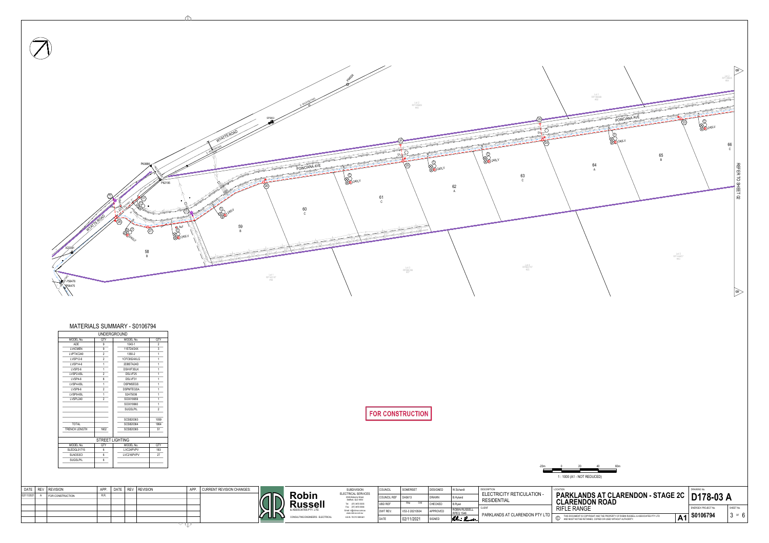## MATERIALS SUMMARY - S0106794

| UNDERGROUND | | | |
|---|---|---|---|
| MODEL No. | QTY | MODEL No. | QTY |
| ADE | 9 | 1043-1 | 2 |
| LV4CMEN | 9 | 11ST24/24X | 3 |
| LVPT4C240 | 2 | 1350-2 | 1 |
| LVSP12-6 | 2 | 1CFC9S24XLG | 1 |
| LVSP14-6 | 1 | 2DBSTA24D | 1 |
| LVSP2-6 | 1 | DSHVF3SLK | 1 |
| LVSP2-6SL | 2 | DSLVF25 | 1 |
| LVSP4-6 | 8 | DSLVF31 | 1 |
| LVSP4-6SL | 1 | DSPMSEGS | 1 |
| LVSP8-6 | 2 | DSPMTEGSA | 1 |
| LVSP8-6SL | 1 | S3475038 | 1 |
| LVSPL240 | 2 | SCI015659 | 1 |
| | | SCI015660 | 1 |
| | | SUGSLPIL | 2 |
| | | SCS820363 | 1059 |
| TOTAL | | SCS820364 | 1864 |
| TRENCH LENGTH | 1602 | SCS820365 | 51 |

| STREET LIGHTING | | | |
|---|---|---|---|
| MODEL No. | QTY | MODEL No. | QTY |
| SLEDGL01715 | 6 | LVC24PVPV | 183 |
| SLNOS3CI | 6 | LVC216PVPV | 27 |
| SUGSLPIL | 6 | | |

**FOR CONSTRUCTION**

REFER TO SHEET 02

1 : 1000 (A1 - NOT REDUCED)

| DATE | REV | REVISION | APP. |
|---|---|---|---|
| 02/11/2021 | A | FOR CONSTRUCTION | R.R. |

CURRENT REVISION CHANGES:

**Robin Russell** & ASSOCIATES PTY. LTD.
CONSULTING ENGINEERS - ELECTRICAL

SUBDIVISION ELECTRICAL SERVICES

| COUNCIL | SOMERSET |
|---|---|
| COUNCIL REF | DA5613 |
| UBD REF | |
| DWT REV. | V53-3 20210504 |
| DATE | 02/11/2021 |

| DESIGNED | W.Schandl |
|---|---|
| DRAWN | B.Hyland |
| CHECKED | B.Ryan |
| APPROVED | ROBIN RUSSELL RPEQ 1546 |
| SIGNED | |

DESCRIPTION: ELECTRICITY RETICULATION - RESIDENTIAL

CLIENT: PARKLANDS AT CLARENDON PTY LTD

LOCATION: **PARKLANDS AT CLARENDON - STAGE 2C CLARENDON ROAD**
RIFLE RANGE

© THIS DOCUMENT IS COPYRIGHT AND THE PROPERTY OF ROBIN RUSSELL & ASSOCIATES PTY LTD AND MUST NOT BE RETAINED, COPIED OR USED WITHOUT AUTHORITY.

DRAWING No. **D178-03 A**

ENERGEX PROJECT No. **S0106794** — A1

SHEET No. 3 OF 6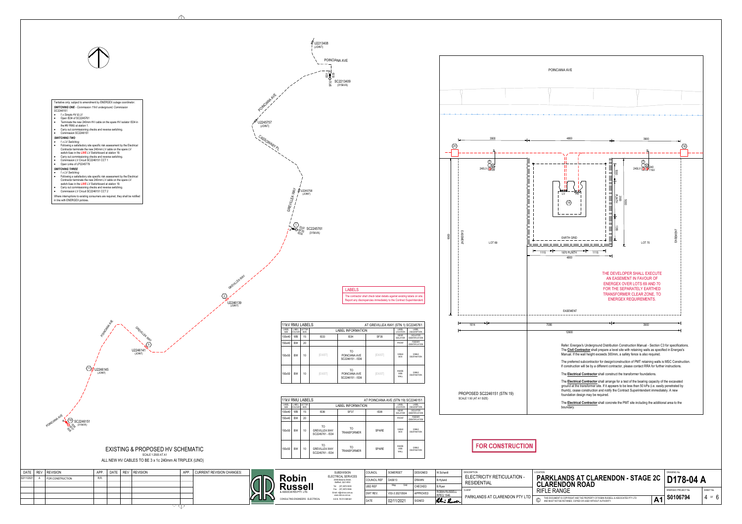Tentative only; subject to amendment by ENERGEX outage coordinator.

*SWITCHING ONE - Commission 11kV underground; Commission SC2246151*

- *1 x Simple HV & LV*
- Open IS34 of SC2245761
- Terminate the new 240mm HV cable on the spare HV isolator IS34 in the HV RMU at station 1.
- Carry out commissioning checks and reverse switching.
- Commission SC2246151

*SWITCHING TWO*

- *1 x LV Switching*
- Following a satisfactory site specific risk assessment by the Electrical Contractor terminate the new 240mm LV cable on the spare LV switch-fuse in the **LIVE** LV Switchboard at station 19.
- Carry out commissioning checks and reverse switching.
- Commission LV Circuit SC2246151 CCT 1
- Open Links of LP2245779

*SWITCHING THREE*

- *1 x LV Switching*
- Following a satisfactory site specific risk assessment by the Electrical Contractor terminate the new 240mm LV cable on the spare LV switch-fuse in the **LIVE** LV Switchboard at station 19.
- Carry out commissioning checks and reverse switching.
- Commission LV Circuit SC2246151 CCT 2

Where interruptions to existing consumers are required, they shall be notified in line with ENERGEX policies.

U2213408 (JOINT)

POINCIANA AVE

SC2213409 (315kVA)

U2245757 (JOINT)

CASSOWARY PL

GREVILLEA WAY

U2245758 (JOINT)

(1) SC2245761 (315kVA) IS32 SF35 IS34

U2246139 (JOINT)

U2246141 (JOINT)

(11) U2246145 (JOINT)

(19) SC2246151 (315kVA)

## EXISTING & PROPOSED HV SCHEMATIC

SCALE 1:2500 AT A1

ALL NEW HV CABLES TO BE 3 x 1c 240mm Al TRIPLEX (UNO)

### LABELS

The contractor shall check label details against existing labels on site. Report any discrepancies immediately to the Contract Superintendent.

| 11kV RMU LABELS | | | | | AT GREVILLEA WAY (STN 1) SC2245761 | | |
|---|---|---|---|---|---|---|---|
| LABEL SIZE | LABEL COLOUR | LETTER SIZE | LABEL INFORMATION | | | LABEL LOCATION | LABEL DESCRIPTION |
| 100x40 | WB | 15 | IS33 | IS34 | SF35 | REAR ISOLATOR | ISOLATOR IDENTIFICATION |
| 150x40 | BW | 20 | | | | FRONT | FEEDER IDENTIFICATION |
| 150x50 | BW | 10 | [EXIST] | TO POINCIANA AVE SC2246151 - IS36 | [EXIST] | CABLE BOX | CABLE DESTINATION |
| 150x50 | BW | 10 | [EXIST] | TO POINCIANA AVE SC2246151 - IS36 | [EXIST] | INSIDE SIDE WALL | CABLE DESTINATION |

| 11kV RMU LABELS | | | | | AT POINCIANA AVE (STN 19) SC2246151 | | |
|---|---|---|---|---|---|---|---|
| LABEL SIZE | LABEL COLOUR | LETTER SIZE | LABEL INFORMATION | | | LABEL LOCATION | LABEL DESCRIPTION |
| 100x40 | WB | 15 | IS36 | SF37 | IS38 | REAR ISOLATOR | ISOLATOR IDENTIFICATION |
| 150x40 | BW | 20 | | | | FRONT | FEEDER IDENTIFICATION |
| 150x50 | BW | 10 | TO GREVILLEA WAY SC2245761 - IS34 | TO TRANSFORMER | SPARE | CABLE BOX | CABLE DESTINATION |
| 150x50 | BW | 10 | TO GREVILLEA WAY SC2245761 - IS34 | TO TRANSFORMER | SPARE | INSIDE SIDE WALL | CABLE DESTINATION |

POINCIANA AVE

3900 — 4800 — 3900

240LV — 240LV 240 11kV

LV — HV — (19)

EARTH GRID

1000 — 2800 PLINTH — 5000 — 1200

LOT 69 — LOT 70 — EASEMENT — EASEMENT

1115 — 1870 PLINTH — 1115 — 4800

6900

THE DEVELOPER SHALL EXECUTE AN EASEMENT IN FAVOUR OF ENERGEX OVER LOTS 69 AND 70 FOR THE SEPARATELY EARTHED TRANSFORMER CLEAR ZONE, TO ENERGEX REQUIREMENTS.

EASEMENT

1614 — 7086 — 3900 — 12600

Refer: Energex's Underground Distribution Construction Manual - Section C3 for specifications. The **Civil Contractor** shall prepare a level site with retaining walls as specified in Energex's Manual. If the wall height exceeds 300mm, a safety fence is also required.

The preferred subcontractor for design/construction of PMT retaining walls is MSC Construction. If construction will be by a different contractor, please contact RRA for further instructions.

The **Electrical Contractor** shall construct the transformer foundations.

The **Electrical Contractor** shall arrange for a test of the bearing capacity of the excavated ground at the transformer site. If it appears to be less than 50 kPa (i.e. easily penetrated by thumb), cease construction and notify the Contract Superintendent immediately. A new foundation design may be required.

The **Electrical Contractor** shall concrete the PMT site including the additional area to the boundary.

## PROPOSED SC2246151 (STN 19)

SCALE 1:50 (AT A1 SIZE)

**FOR CONSTRUCTION**

| DATE | REV | REVISION | APP. | DATE | REV | REVISION | APP. |
|---|---|---|---|---|---|---|---|
| 02/11/2021 | A | FOR CONSTRUCTION | R.R. | | | | |

CURRENT REVISION CHANGES:

**Robin Russell** & ASSOCIATES PTY. LTD. — CONSULTING ENGINEERS - ELECTRICAL

SUBDIVISION ELECTRICAL SERVICES — 20/48 Bottoms Street, Stafford, QLD 4053 — Tel: (07) 3872 5555 — Fax: (07) 3872 5566 — Email: rr@rrassoc.com.au — www.rrassoc.com.au — A.B.N. 78 010 569 641

| COUNCIL | SOMERSET | DESIGNED | W.Schardt |
|---|---|---|---|
| COUNCIL REF | DA5613 | DRAWN | B.Hyland |
| UBD REF | Map / Grid | CHECKED | B.Ryan |
| DWT REV. | V53-3 20210504 | APPROVED | ROBIN RUSSELL RPEQ 1546 |
| DATE | 02/11/2021 | SIGNED | |

DESCRIPTION: ELECTRICITY RETICULATION - RESIDENTIAL

CLIENT: PARKLANDS AT CLARENDON PTY LTD

LOCATION: **PARKLANDS AT CLARENDON - STAGE 2C CLARENDON ROAD** RIFLE RANGE

THIS DOCUMENT IS COPYRIGHT AND THE PROPERTY OF ROBIN RUSSELL & ASSOCIATES PTY LTD AND MUST NOT BE RETAINED, COPIED OR USED WITHOUT AUTHORITY.

A1

DRAWING No. **D178-04 A**

ENERGEX PROJECT No. S0106794

SHEET No. 4 OF 6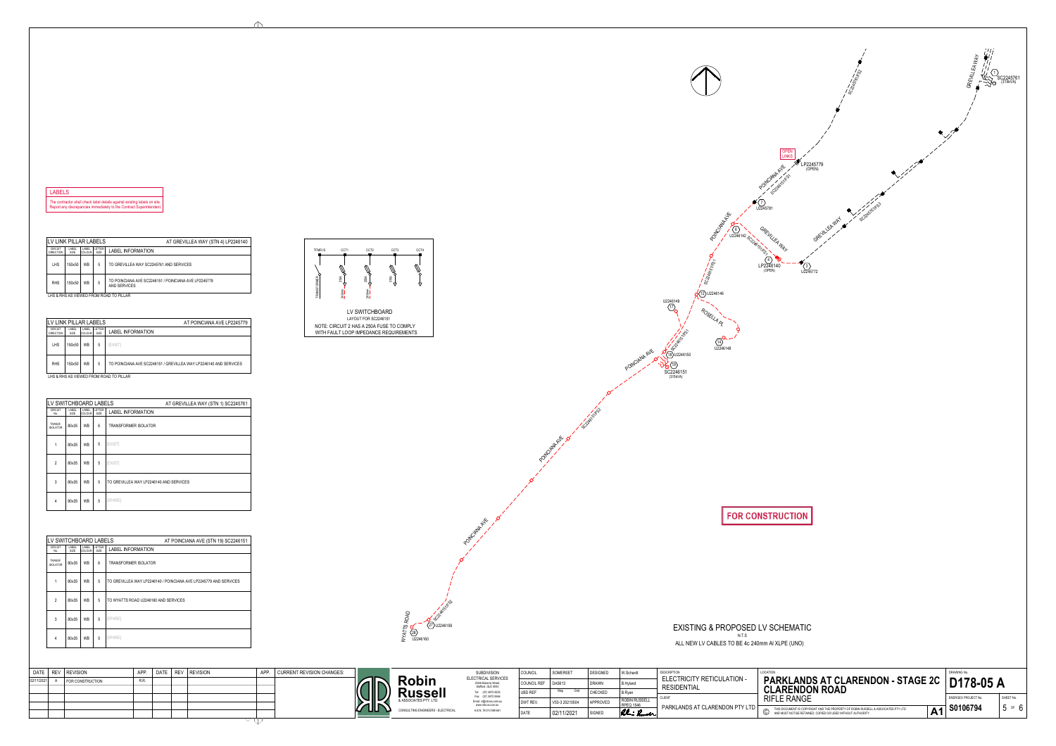## LABELS

The contractor shall check label details against existing labels on site. Report any discrepancies immediately to the Contract Superintendent.

### LV LINK PILLAR LABELS — AT GREVILLEA WAY (STN 4) LP2246140

| CIRCUIT DIRECTION | LABEL SIZE | LABEL COLOUR | LETTER SIZE | LABEL INFORMATION |
|---|---|---|---|---|
| LHS | 150x50 | WB | 5 | TO GREVILLEA WAY SC2245761 AND SERVICES |
| RHS | 150x50 | WB | 5 | TO POINCIANA AVE SC2246151 / POINCIANA AVE LP2245779 AND SERVICES |

LHS & RHS AS VIEWED FROM ROAD TO PILLAR

### LV LINK PILLAR LABELS — AT POINCIANA AVE LP2245779

| CIRCUIT DIRECTION | LABEL SIZE | LABEL COLOUR | LETTER SIZE | LABEL INFORMATION |
|---|---|---|---|---|
| LHS | 150x50 | WB | 5 | [EXIST] |
| RHS | 150x50 | WB | 5 | TO POINCIANA AVE SC2246151 / GREVILLEA WAY LP2246140 AND SERVICES |

LHS & RHS AS VIEWED FROM ROAD TO PILLAR

### LV SWITCHBOARD LABELS — AT GREVILLEA WAY (STN 1) SC2245761

| CIRCUIT No. | LABEL SIZE | LABEL COLOUR | LETTER SIZE | LABEL INFORMATION |
|---|---|---|---|---|
| TRANSF. ISOLATOR | 80x35 | WB | 6 | TRANSFORMER ISOLATOR |
| 1 | 80x35 | WB | 5 | [EXIST] |
| 2 | 80x35 | WB | 5 | [EXIST] |
| 3 | 80x35 | WB | 5 | TO GREVILLEA WAY LP2246140 AND SERVICES |
| 4 | 80x35 | WB | 5 | [SPARE] |

### LV SWITCHBOARD LABELS — AT POINCIANA AVE (STN 19) SC2246151

| CIRCUIT No. | LABEL SIZE | LABEL COLOUR | LETTER SIZE | LABEL INFORMATION |
|---|---|---|---|---|
| TRANSF. ISOLATOR | 80x35 | WB | 6 | TRANSFORMER ISOLATOR |
| 1 | 80x35 | WB | 5 | TO GREVILLEA WAY LP2246140 / POINCIANA AVE LP2245779 AND SERVICES |
| 2 | 80x35 | WB | 5 | TO WYATTS ROAD U2246160 AND SERVICES |
| 3 | 80x35 | WB | 5 | [SPARE] |
| 4 | 80x35 | WB | 5 | [SPARE] |

## LV SWITCHBOARD

LAYOUT FOR SC2246151

TFMR IS — CCT1 — CCT2 — CCT3 — CCT4

NOTE: CIRCUIT 2 HAS A 250A FUSE TO COMPLY WITH FAULT LOOP IMPEDANCE REQUIREMENTS

## EXISTING & PROPOSED LV SCHEMATIC

N.T.S

ALL NEW LV CABLES TO BE 4c 240mm Al XLPE (UNO)

OPEN LINKS — LP2245779 (OPEN); LP2246140 (OPEN)

SC2245761 (315kVA); SC2246151 (315kVA)

U2245781, U2246142, U2245772, U2246146, U2246149, U2246148, U2246150, U2246159, U2246160

POINCIANA AVE, GREVILLEA WAY, ROSELLA PL, WYATTS ROAD

**FOR CONSTRUCTION**

| DATE | REV | REVISION | APP. |
|---|---|---|---|
| 02/11/2021 | A | FOR CONSTRUCTION | R.R. |

**Robin Russell & Associates Pty. Ltd.** — Consulting Engineers - Electrical

SUBDIVISION ELECTRICAL SERVICES

| COUNCIL | SOMERSET | DESIGNED | W.Schandt |
|---|---|---|---|
| COUNCIL REF | DA5613 | DRAWN | B.Hyland |
| UBD REF | | CHECKED | B.Ryan |
| DWT REV. | V53-3 20210504 | APPROVED | ROBIN RUSSELL RPEQ 1546 |
| DATE | 02/11/2021 | SIGNED | |

DESCRIPTION: ELECTRICITY RETICULATION - RESIDENTIAL

CLIENT: PARKLANDS AT CLARENDON PTY LTD

LOCATION: **PARKLANDS AT CLARENDON - STAGE 2C CLARENDON ROAD** RIFLE RANGE

DRAWING No. **D178-05 A**

ENERGEX PROJECT No. S0106794 — SHEET No. 5 OF 6 — A1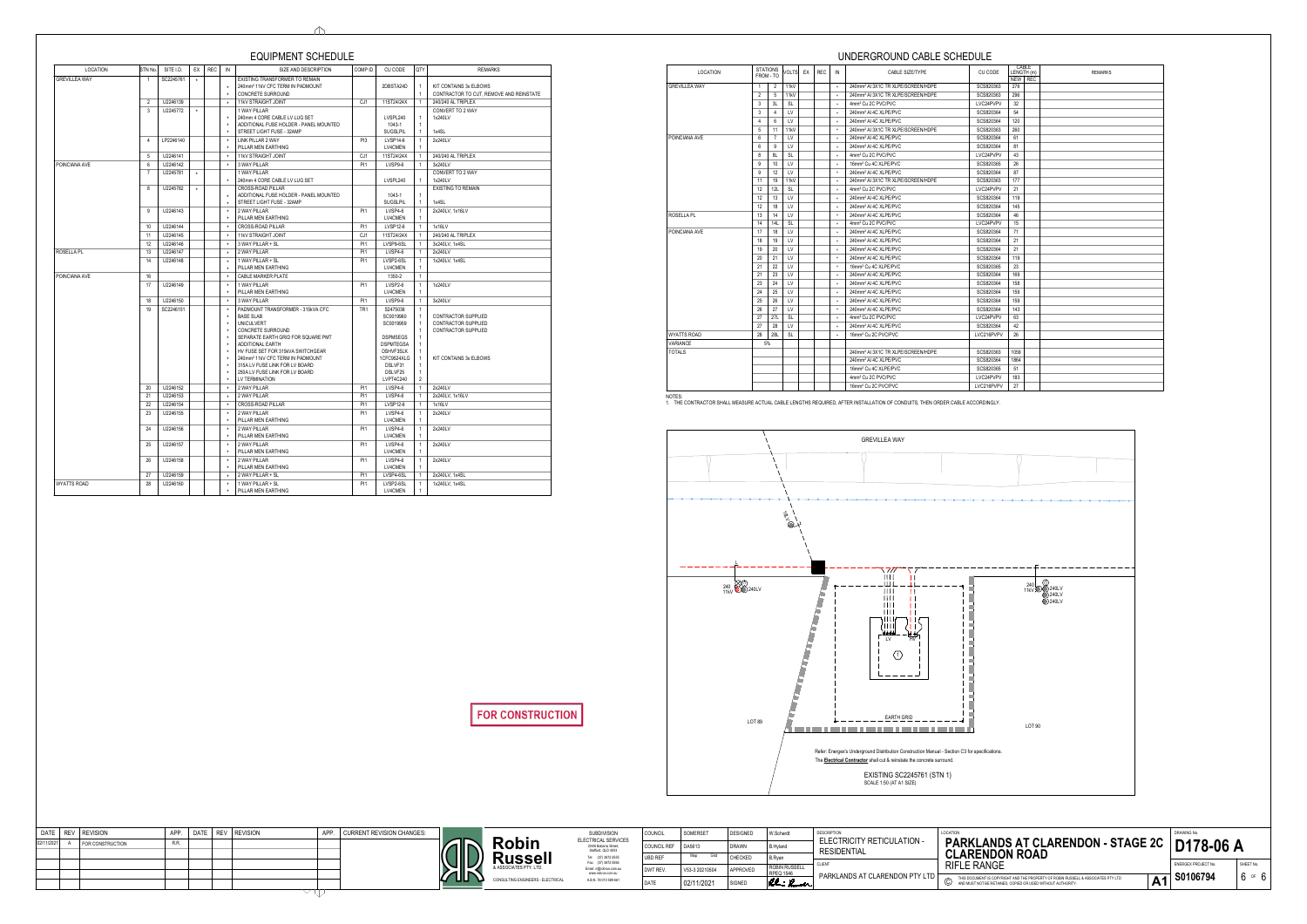# EQUIPMENT SCHEDULE

| LOCATION | STN No. | SITE I.D. | EX | REC | IN | SIZE AND DESCRIPTION | COMP ID | CU CODE | QTY | REMARKS |
|---|---|---|---|---|---|---|---|---|---|---|
| GREVILLEA WAY | 1 | SC2245761 | * | | | EXISTING TRANSFORMER TO REMAIN | | | | |
| | | | | | * | 240mm² 11kV CFC TERM IN PADMOUNT | | 2DBSTA24D | 1 | KIT CONTAINS 3x ELBOWS |
| | | | | | * | CONCRETE SURROUND | | | 1 | CONTRACTOR TO CUT, REMOVE AND REINSTATE |
| | 2 | U2246139 | | | * | 11kV STRAIGHT JOINT | CJ1 | 11ST24/24X | 1 | 240/240 AL TRIPLEX |
| | 3 | U2245772 | * | | | 1 WAY PILLAR | | | | CONVERT TO 2 WAY |
| | | | | | * | 240mm 4 CORE CABLE LV LUG SET | | LVSPL240 | 1 | 1x240LV |
| | | | | | * | ADDITIONAL FUSE HOLDER - PANEL MOUNTED | | 1043-1 | 1 | |
| | | | | | * | STREET LIGHT FUSE - 32AMP | | SUGSLP/L | 1 | 1x4SL |
| | 4 | LP2246140 | | | * | LINK PILLAR 2 WAY | PI3 | LVSP14-6 | 1 | 2x240LV |
| | | | | | * | PILLAR MEN EARTHING | | LV4CMEN | 1 | |
| | 5 | U2246141 | | | * | 11kV STRAIGHT JOINT | CJ1 | 11ST24/24X | 1 | 240/240 AL TRIPLEX |
| POINCIANA AVE | 6 | U2246142 | | | * | 3 WAY PILLAR | PI1 | LVSP9-6 | 1 | 3x240LV |
| | 7 | U2245781 | * | | | 1 WAY PILLAR | | | | CONVERT TO 2 WAY |
| | | | | | * | 240mm 4 CORE CABLE LV LUG SET | | LVSPL240 | 1 | 1x240LV |
| | 8 | U2245782 | * | | | CROSS-ROAD PILLAR | | | | EXISTING TO REMAIN |
| | | | | | * | ADDITIONAL FUSE HOLDER - PANEL MOUNTED | | 1043-1 | 1 | |
| | | | | | * | STREET LIGHT FUSE - 32AMP | | SUGSLP/L | 1 | 1x4SL |
| | 9 | U2246143 | | | * | 2 WAY PILLAR | PI1 | LVSP4-6 | 1 | 2x240LV, 1x16LV |
| | | | | | * | PILLAR MEN EARTHING | | LV4CMEN | 1 | |
| | 10 | U2246144 | | | * | CROSS-ROAD PILLAR | PI1 | LVSP12-6 | 1 | 1x16LV |
| | 11 | U2246145 | | | * | 11kV STRAIGHT JOINT | CJ1 | 11ST24/24X | 1 | 240/240 AL TRIPLEX |
| | 12 | U2246146 | | | * | 3 WAY PILLAR + SL | PI1 | LVSP9-6SL | 1 | 3x240LV, 1x4SL |
| ROSELLA PL | 13 | U2246147 | | | * | 2 WAY PILLAR | PI1 | LVSP4-6 | 1 | 2x240LV |
| | 14 | U2246148 | | | * | 1 WAY PILLAR + SL | PI1 | LVSP2-6SL | 1 | 1x240LV, 1x4SL |
| | | | | | * | PILLAR MEN EARTHING | | LV4CMEN | 1 | |
| POINCIANA AVE | 16 | | | | * | CABLE MARKER PLATE | | 1350-2 | 1 | |
| | 17 | U2246149 | | | * | 1 WAY PILLAR | PI1 | LVSP2-6 | 1 | 1x240LV |
| | | | | | * | PILLAR MEN EARTHING | | LV4CMEN | 1 | |
| | 18 | U2246150 | | | * | 3 WAY PILLAR | PI1 | LVSP9-6 | 1 | 3x240LV |
| | 19 | SC2246151 | | | * | PADMOUNT TRANSFORMER - 315kVA CFC | TR1 | S2475036 | 1 | |
| | | | | | * | BASE SLAB | | SC0019660 | 1 | CONTRACTOR SUPPLIED |
| | | | | | * | UNICULVERT | | SC0019669 | 1 | CONTRACTOR SUPPLIED |
| | | | | | * | CONCRETE SURROUND | | | 1 | CONTRACTOR SUPPLIED |
| | | | | | * | SEPARATE EARTH GRID FOR SQUARE PMT | | DSPMSEGS | 1 | |
| | | | | | * | ADDITIONAL EARTH | | DSPMTEGSA | 1 | |
| | | | | | * | HV FUSE SET FOR 315kVA SWITCHGEAR | | DSHVF3SLK | 1 | |
| | | | | | * | 240mm² 11kV CFC TERM IN PADMOUNT | | 1CFC0624XLG | 1 | KIT CONTAINS 3x ELBOWS |
| | | | | | * | 315A LV FUSE LINK FOR LV BOARD | | DSLVF31 | 1 | |
| | | | | | * | 250A LV FUSE LINK FOR LV BOARD | | DSLVF25 | 1 | |
| | | | | | * | LV TERMINATION | | LVPT4C240 | 2 | |
| | 20 | U2246152 | | | * | 2 WAY PILLAR | PI1 | LVSP4-6 | 1 | 2x240LV |
| | 21 | U2246153 | | | * | 2 WAY PILLAR | PI1 | LVSP4-6 | 1 | 2x240LV, 1x16LV |
| | 22 | U2246154 | | | * | CROSS-ROAD PILLAR | PI1 | LVSP12-6 | 1 | 1x16LV |
| | 23 | U2246155 | | | * | 2 WAY PILLAR | PI1 | LVSP4-6 | 1 | 2x240LV |
| | | | | | * | PILLAR MEN EARTHING | | LV4CMEN | 1 | |
| | 24 | U2246156 | | | * | 2 WAY PILLAR | PI1 | LVSP4-6 | 1 | 2x240LV |
| | | | | | * | PILLAR MEN EARTHING | | LV4CMEN | 1 | |
| | 25 | U2246157 | | | * | 2 WAY PILLAR | PI1 | LVSP4-6 | 1 | 2x240LV |
| | | | | | * | PILLAR MEN EARTHING | | LV4CMEN | 1 | |
| | 26 | U2246158 | | | * | 2 WAY PILLAR | PI1 | LVSP4-6 | 1 | 2x240LV |
| | | | | | * | PILLAR MEN EARTHING | | LV4CMEN | 1 | |
| | 27 | U2246159 | | | * | 2 WAY PILLAR + SL | PI1 | LVSP4-6SL | 1 | 2x240LV, 1x4SL |
| WYATTS ROAD | 28 | U2246160 | | | * | 1 WAY PILLAR + SL | PI1 | LVSP2-6SL | 1 | 1x240LV, 1x4SL |
| | | | | | * | PILLAR MEN EARTHING | | LV4CMEN | 1 | |

# UNDERGROUND CABLE SCHEDULE

| LOCATION | STATIONS FROM - TO | | VOLTS | EX | REC | IN | CABLE SIZE/TYPE | CU CODE | CABLE LENGTH (m) NEW | REC | REMARKS |
|---|---|---|---|---|---|---|---|---|---|---|---|
| GREVILLEA WAY | 1 | 2 | 11kV | | | * | 240mm² Al 3X1C TR XLPE/SCREEN/HDPE | SCS820363 | 276 | | |
| | 2 | 5 | 11kV | | | * | 240mm² Al 3X1C TR XLPE/SCREEN/HDPE | SCS820363 | 290 | | |
| | 3 | 3L | SL | | | * | 4mm² Cu 2C PVC/PVC | LVC24PVPV | 32 | | |
| | 3 | 4 | LV | | | * | 240mm² Al 4C XLPE/PVC | SCS820364 | 54 | | |
| | 4 | 6 | LV | | | * | 240mm² Al 4C XLPE/PVC | SCS820364 | 120 | | |
| | 5 | 11 | 11kV | | | * | 240mm² Al 3X1C TR XLPE/SCREEN/HDPE | SCS820363 | 260 | | |
| POINCIANA AVE | 6 | 7 | LV | | | * | 240mm² Al 4C XLPE/PVC | SCS820364 | 61 | | |
| | 6 | 9 | LV | | | * | 240mm² Al 4C XLPE/PVC | SCS820364 | 81 | | |
| | 8 | 8L | SL | | | * | 4mm² Cu 2C PVC/PVC | LVC24PVPV | 43 | | |
| | 9 | 10 | LV | | | * | 16mm² Cu 4C XLPE/PVC | SCS820365 | 26 | | |
| | 9 | 12 | LV | | | * | 240mm² Al 4C XLPE/PVC | SCS820364 | 87 | | |
| | 11 | 19 | 11kV | | | * | 240mm² Al 3X1C TR XLPE/SCREEN/HDPE | SCS820363 | 177 | | |
| | 12 | 12L | SL | | | * | 4mm² Cu 2C PVC/PVC | LVC24PVPV | 21 | | |
| | 12 | 13 | LV | | | * | 240mm² Al 4C XLPE/PVC | SCS820364 | 119 | | |
| | 12 | 18 | LV | | | * | 240mm² Al 4C XLPE/PVC | SCS820364 | 145 | | |
| ROSELLA PL | 13 | 14 | LV | | | * | 240mm² Al 4C XLPE/PVC | SCS820364 | 46 | | |
| | 14 | 14L | SL | | | * | 4mm² Cu 2C PVC/PVC | LVC24PVPV | 15 | | |
| POINCIANA AVE | 17 | 18 | LV | | | * | 240mm² Al 4C XLPE/PVC | SCS820364 | 71 | | |
| | 18 | 19 | LV | | | * | 240mm² Al 4C XLPE/PVC | SCS820364 | 21 | | |
| | 19 | 20 | LV | | | * | 240mm² Al 4C XLPE/PVC | SCS820364 | 21 | | |
| | 20 | 21 | LV | | | * | 240mm² Al 4C XLPE/PVC | SCS820364 | 119 | | |
| | 21 | 22 | LV | | | * | 16mm² Cu 4C XLPE/PVC | SCS820365 | 23 | | |
| | 21 | 23 | LV | | | * | 240mm² Al 4C XLPE/PVC | SCS820364 | 169 | | |
| | 23 | 24 | LV | | | * | 240mm² Al 4C XLPE/PVC | SCS820364 | 158 | | |
| | 24 | 25 | LV | | | * | 240mm² Al 4C XLPE/PVC | SCS820364 | 159 | | |
| | 25 | 26 | LV | | | * | 240mm² Al 4C XLPE/PVC | SCS820364 | 159 | | |
| | 26 | 27 | LV | | | * | 240mm² Al 4C XLPE/PVC | SCS820364 | 143 | | |
| | 27 | 27L | SL | | | * | 4mm² Cu 2C PVC/PVC | LVC24PVPV | 63 | | |
| | 27 | 28 | LV | | | * | 240mm² Al 4C XLPE/PVC | SCS820364 | 42 | | |
| WYATTS ROAD | 28 | 28L | SL | | | * | 16mm² Cu 2C PVC/PVC | LVC216PVPV | 26 | | |
| VARIANCE | 5% | | | | | | | | | | |
| TOTALS | | | | | | | 240mm² Al 3X1C TR XLPE/SCREEN/HDPE | SCS820363 | 1059 | | |
| | | | | | | | 240mm² Al 4C XLPE/PVC | SCS820364 | 1864 | | |
| | | | | | | | 16mm² Cu 4C XLPE/PVC | SCS820365 | 51 | | |
| | | | | | | | 4mm² Cu 2C PVC/PVC | LVC24PVPV | 183 | | |
| | | | | | | | 16mm² Cu 2C PVC/PVC | LVC216PVPV | 27 | | |

NOTES:
1. THE CONTRACTOR SHALL MEASURE ACTUAL CABLE LENGTHS REQUIRED, AFTER INSTALLATION OF CONDUITS, THEN ORDER CABLE ACCORDINGLY.

GREVILLEA WAY

240 11kV 240LV

240 11kV 240LV 240LV 240LV

LV TR

1

EARTH GRID

LOT 89

LOT 90

Refer: Energex's Underground Distribution Construction Manual - Section C3 for specifications.

The **Electrical Contractor** shall cut & reinstate the concrete surround.

EXISTING SC2245761 (STN 1)
SCALE 1:50 (AT A1 SIZE)

**FOR CONSTRUCTION**

| DATE | REV | REVISION | APP. | DATE | REV | REVISION | APP. | CURRENT REVISION CHANGES: |
|---|---|---|---|---|---|---|---|---|
| 02/11/2021 | A | FOR CONSTRUCTION | R.R. | | | | | |

Robin Russell & ASSOCIATES PTY. LTD.
CONSULTING ENGINEERS - ELECTRICAL

SUBDIVISION ELECTRICAL SERVICES
20/49 Bellerine Street, Stafford, QLD 4053
Tel: (07) 3872 5555
Fax: (07) 3872 5566
Email: rr@rrbcse.com.au
www.rrbcse.com.au
A.B.N. 78 010 569 841

| | | | |
|---|---|---|---|
| COUNCIL | SOMERSET | DESIGNED | W.Schardt |
| COUNCIL REF | DA5613 | DRAWN | B.Hyland |
| UBD REF | Map Grid | CHECKED | B.Ryan |
| DWT REV. | V53-3 20210504 | APPROVED | ROBIN RUSSELL RPEQ 1546 |
| DATE | 02/11/2021 | SIGNED | |

DESCRIPTION: ELECTRICITY RETICULATION - RESIDENTIAL

CLIENT: PARKLANDS AT CLARENDON PTY LTD

LOCATION: PARKLANDS AT CLARENDON - STAGE 2C CLARENDON ROAD RIFLE RANGE

THIS DOCUMENT IS COPYRIGHT AND THE PROPERTY OF ROBIN RUSSELL & ASSOCIATES PTY LTD AND MUST NOT BE RETAINED, COPIED OR USED WITHOUT AUTHORITY.

A1

DRAWING No. D178-06 A

ENERGEX PROJECT No. S0106794

SHEET No. 6 OF 6